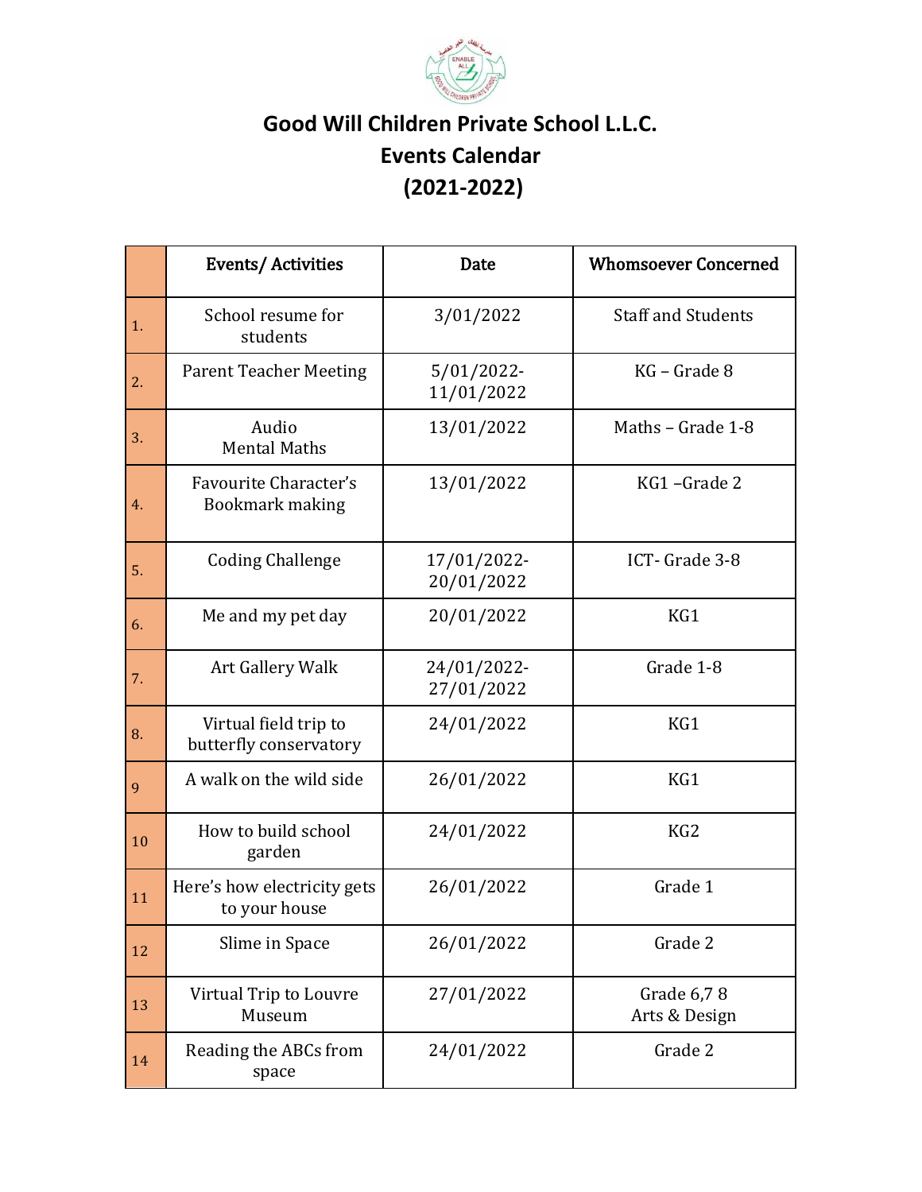# Good Will Children Private School L.L.C.
## Events Calendar
## (2021-2022)

| | Events/ Activities | Date | Whomsoever Concerned |
|---|---|---|---|
| 1. | School resume for students | 3/01/2022 | Staff and Students |
| 2. | Parent Teacher Meeting | 5/01/2022-11/01/2022 | KG – Grade 8 |
| 3. | Audio Mental Maths | 13/01/2022 | Maths – Grade 1-8 |
| 4. | Favourite Character's Bookmark making | 13/01/2022 | KG1 –Grade 2 |
| 5. | Coding Challenge | 17/01/2022-20/01/2022 | ICT- Grade 3-8 |
| 6. | Me and my pet day | 20/01/2022 | KG1 |
| 7. | Art Gallery Walk | 24/01/2022-27/01/2022 | Grade 1-8 |
| 8. | Virtual field trip to butterfly conservatory | 24/01/2022 | KG1 |
| 9 | A walk on the wild side | 26/01/2022 | KG1 |
| 10 | How to build school garden | 24/01/2022 | KG2 |
| 11 | Here's how electricity gets to your house | 26/01/2022 | Grade 1 |
| 12 | Slime in Space | 26/01/2022 | Grade 2 |
| 13 | Virtual Trip to Louvre Museum | 27/01/2022 | Grade 6,7 8 Arts & Design |
| 14 | Reading the ABCs from space | 24/01/2022 | Grade 2 |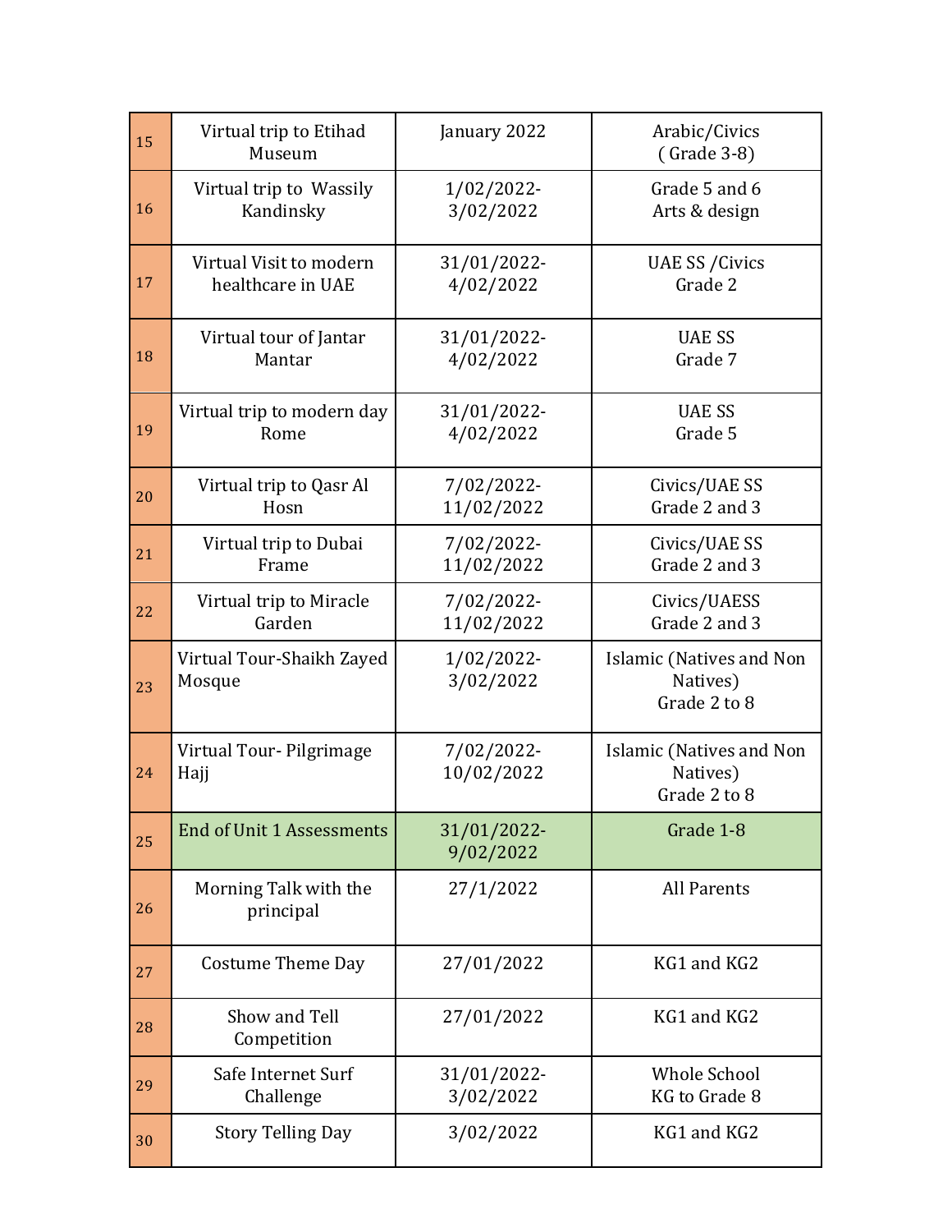| 15 | Virtual trip to Etihad Museum | January 2022 | Arabic/Civics ( Grade 3-8) |
|---|---|---|---|
| 16 | Virtual trip to Wassily Kandinsky | 1/02/2022-3/02/2022 | Grade 5 and 6 Arts & design |
| 17 | Virtual Visit to modern healthcare in UAE | 31/01/2022-4/02/2022 | UAE SS /Civics Grade 2 |
| 18 | Virtual tour of Jantar Mantar | 31/01/2022-4/02/2022 | UAE SS Grade 7 |
| 19 | Virtual trip to modern day Rome | 31/01/2022-4/02/2022 | UAE SS Grade 5 |
| 20 | Virtual trip to Qasr Al Hosn | 7/02/2022-11/02/2022 | Civics/UAE SS Grade 2 and 3 |
| 21 | Virtual trip to Dubai Frame | 7/02/2022-11/02/2022 | Civics/UAE SS Grade 2 and 3 |
| 22 | Virtual trip to Miracle Garden | 7/02/2022-11/02/2022 | Civics/UAESS Grade 2 and 3 |
| 23 | Virtual Tour-Shaikh Zayed Mosque | 1/02/2022-3/02/2022 | Islamic (Natives and Non Natives) Grade 2 to 8 |
| 24 | Virtual Tour- Pilgrimage Hajj | 7/02/2022-10/02/2022 | Islamic (Natives and Non Natives) Grade 2 to 8 |
| 25 | End of Unit 1 Assessments | 31/01/2022-9/02/2022 | Grade 1-8 |
| 26 | Morning Talk with the principal | 27/1/2022 | All Parents |
| 27 | Costume Theme Day | 27/01/2022 | KG1 and KG2 |
| 28 | Show and Tell Competition | 27/01/2022 | KG1 and KG2 |
| 29 | Safe Internet Surf Challenge | 31/01/2022-3/02/2022 | Whole School KG to Grade 8 |
| 30 | Story Telling Day | 3/02/2022 | KG1 and KG2 |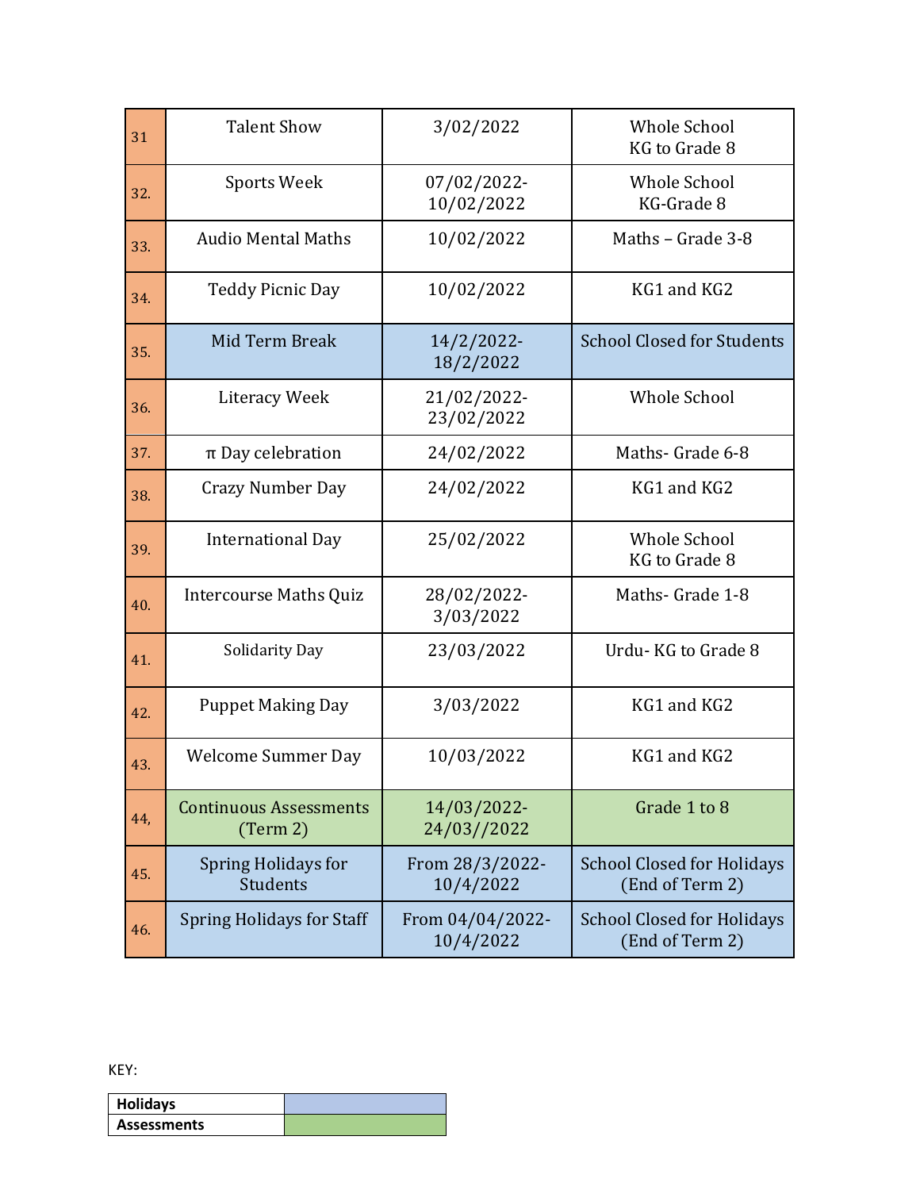| | | | |
|---|---|---|---|
| 31 | Talent Show | 3/02/2022 | Whole School KG to Grade 8 |
| 32. | Sports Week | 07/02/2022-10/02/2022 | Whole School KG-Grade 8 |
| 33. | Audio Mental Maths | 10/02/2022 | Maths – Grade 3-8 |
| 34. | Teddy Picnic Day | 10/02/2022 | KG1 and KG2 |
| 35. | Mid Term Break | 14/2/2022-18/2/2022 | School Closed for Students |
| 36. | Literacy Week | 21/02/2022-23/02/2022 | Whole School |
| 37. | π Day celebration | 24/02/2022 | Maths- Grade 6-8 |
| 38. | Crazy Number Day | 24/02/2022 | KG1 and KG2 |
| 39. | International Day | 25/02/2022 | Whole School KG to Grade 8 |
| 40. | Intercourse Maths Quiz | 28/02/2022-3/03/2022 | Maths- Grade 1-8 |
| 41. | Solidarity Day | 23/03/2022 | Urdu- KG to Grade 8 |
| 42. | Puppet Making Day | 3/03/2022 | KG1 and KG2 |
| 43. | Welcome Summer Day | 10/03/2022 | KG1 and KG2 |
| 44, | Continuous Assessments (Term 2) | 14/03/2022-24/03//2022 | Grade 1 to 8 |
| 45. | Spring Holidays for Students | From 28/3/2022-10/4/2022 | School Closed for Holidays (End of Term 2) |
| 46. | Spring Holidays for Staff | From 04/04/2022-10/4/2022 | School Closed for Holidays (End of Term 2) |

KEY:

| | |
|---|---|
| **Holidays** | |
| **Assessments** | |